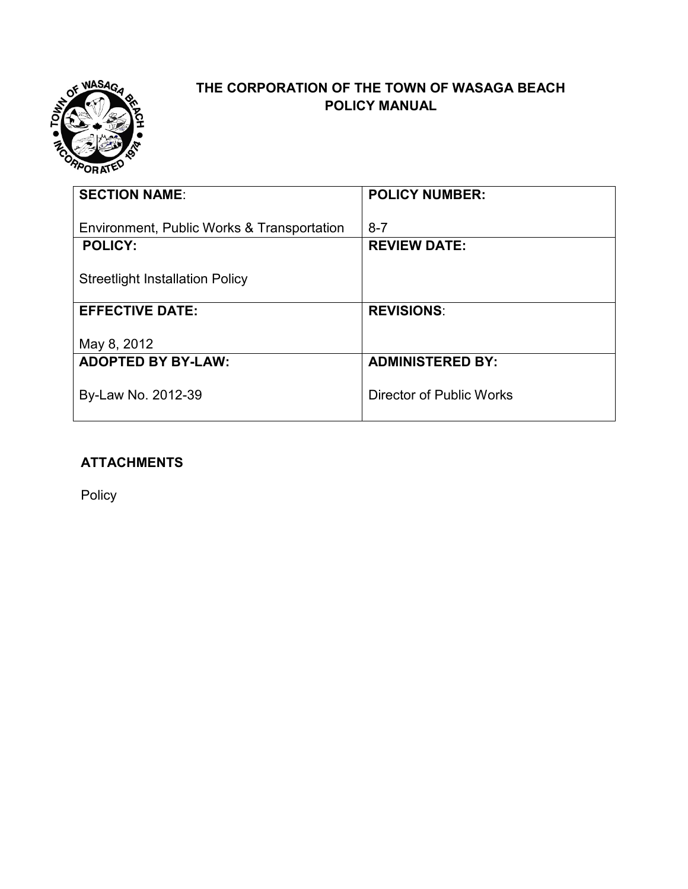# THE CORPORATION OF THE TOWN OF WASAGA BEACH
# POLICY MANUAL

| **SECTION NAME**: Environment, Public Works & Transportation | **POLICY NUMBER:** 8-7 |
|---|---|
| **POLICY:** Streetlight Installation Policy | **REVIEW DATE:** |
| **EFFECTIVE DATE:** May 8, 2012 | **REVISIONS**: |
| **ADOPTED BY BY-LAW:** By-Law No. 2012-39 | **ADMINISTERED BY:** Director of Public Works |

**ATTACHMENTS**

Policy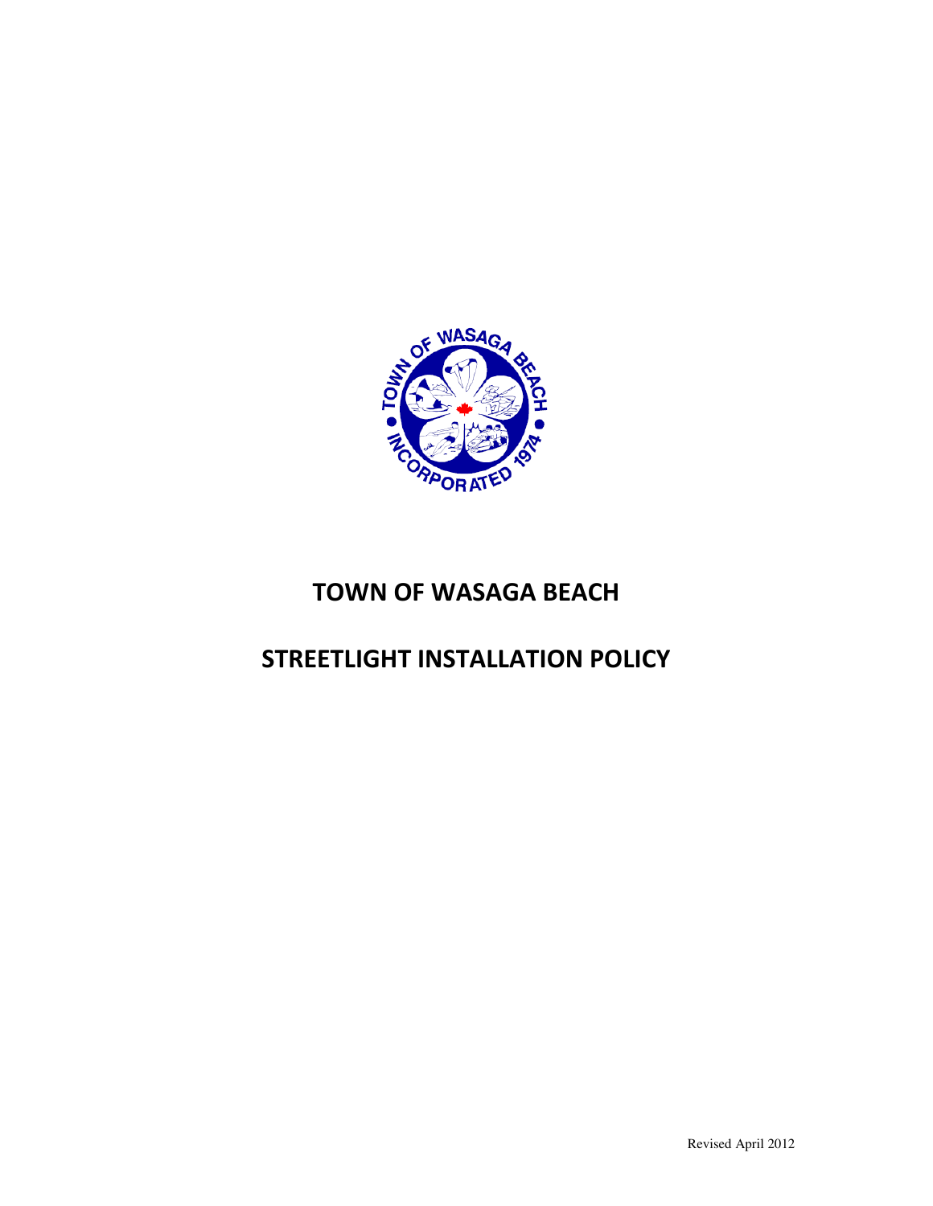# TOWN OF WASAGA BEACH

# STREETLIGHT INSTALLATION POLICY

Revised April 2012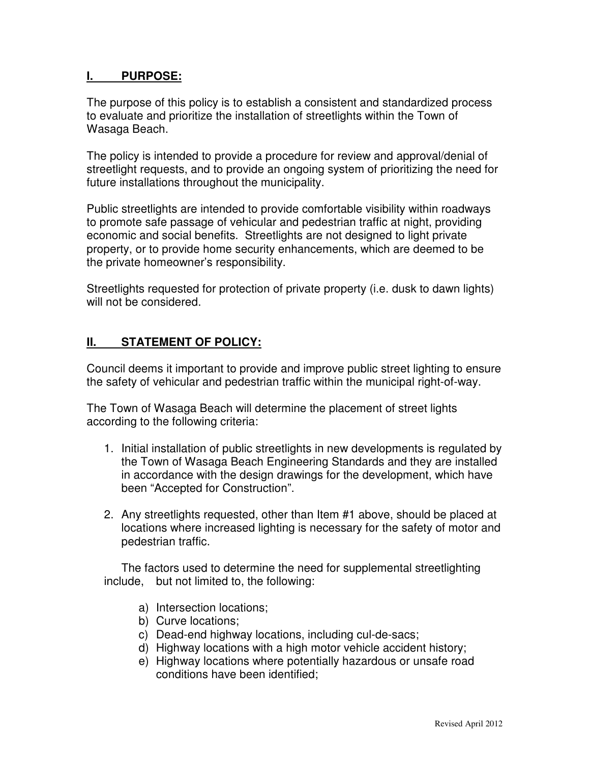## I. PURPOSE:

The purpose of this policy is to establish a consistent and standardized process to evaluate and prioritize the installation of streetlights within the Town of Wasaga Beach.

The policy is intended to provide a procedure for review and approval/denial of streetlight requests, and to provide an ongoing system of prioritizing the need for future installations throughout the municipality.

Public streetlights are intended to provide comfortable visibility within roadways to promote safe passage of vehicular and pedestrian traffic at night, providing economic and social benefits. Streetlights are not designed to light private property, or to provide home security enhancements, which are deemed to be the private homeowner's responsibility.

Streetlights requested for protection of private property (i.e. dusk to dawn lights) will not be considered.

## II. STATEMENT OF POLICY:

Council deems it important to provide and improve public street lighting to ensure the safety of vehicular and pedestrian traffic within the municipal right-of-way.

The Town of Wasaga Beach will determine the placement of street lights according to the following criteria:

1. Initial installation of public streetlights in new developments is regulated by the Town of Wasaga Beach Engineering Standards and they are installed in accordance with the design drawings for the development, which have been "Accepted for Construction".

2. Any streetlights requested, other than Item #1 above, should be placed at locations where increased lighting is necessary for the safety of motor and pedestrian traffic.

   The factors used to determine the need for supplemental streetlighting include, but not limited to, the following:

   a) Intersection locations;
   b) Curve locations;
   c) Dead-end highway locations, including cul-de-sacs;
   d) Highway locations with a high motor vehicle accident history;
   e) Highway locations where potentially hazardous or unsafe road conditions have been identified;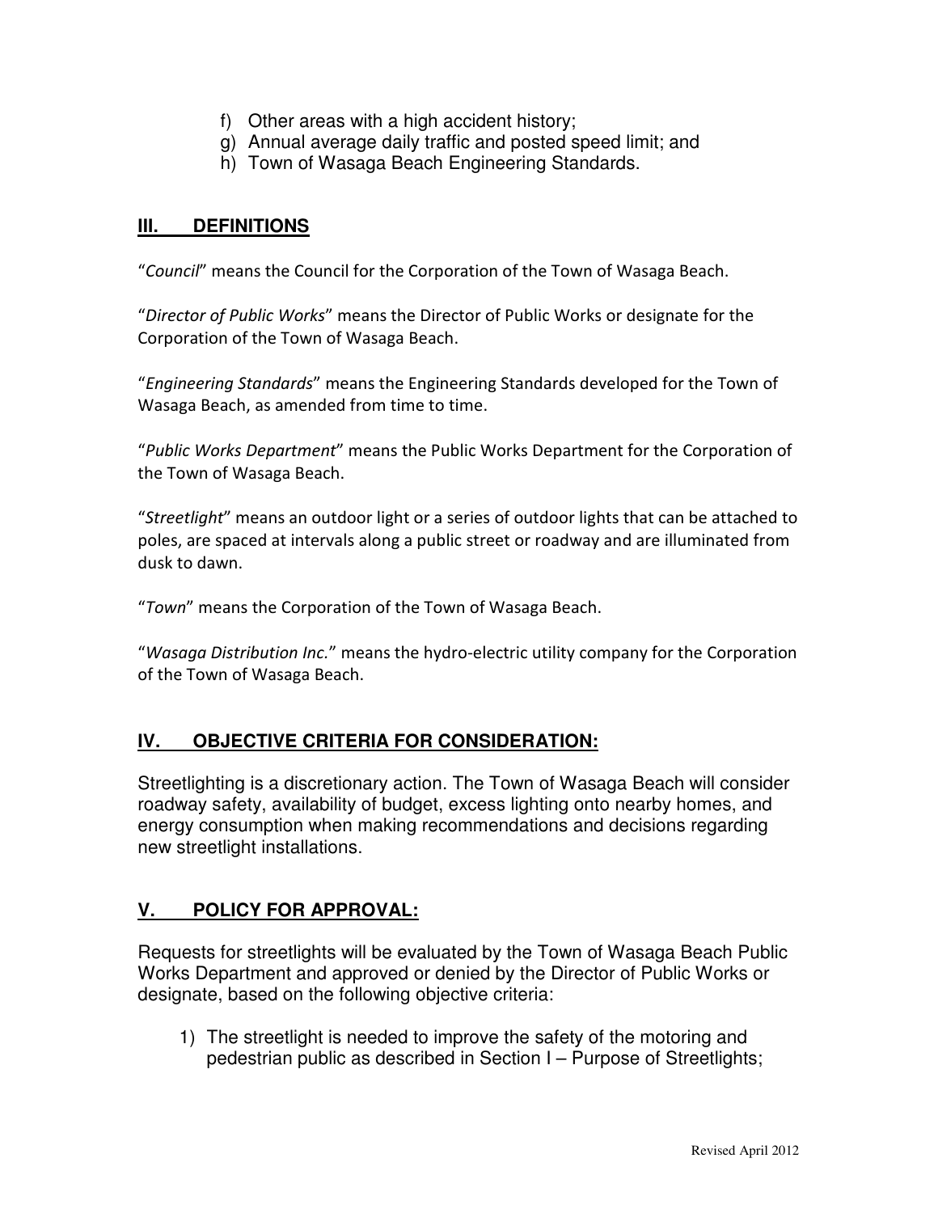f) Other areas with a high accident history;
g) Annual average daily traffic and posted speed limit; and
h) Town of Wasaga Beach Engineering Standards.

## III. DEFINITIONS

"*Council*" means the Council for the Corporation of the Town of Wasaga Beach.

"*Director of Public Works*" means the Director of Public Works or designate for the Corporation of the Town of Wasaga Beach.

"*Engineering Standards*" means the Engineering Standards developed for the Town of Wasaga Beach, as amended from time to time.

"*Public Works Department*" means the Public Works Department for the Corporation of the Town of Wasaga Beach.

"*Streetlight*" means an outdoor light or a series of outdoor lights that can be attached to poles, are spaced at intervals along a public street or roadway and are illuminated from dusk to dawn.

"*Town*" means the Corporation of the Town of Wasaga Beach.

"*Wasaga Distribution Inc.*" means the hydro-electric utility company for the Corporation of the Town of Wasaga Beach.

## IV. OBJECTIVE CRITERIA FOR CONSIDERATION:

Streetlighting is a discretionary action. The Town of Wasaga Beach will consider roadway safety, availability of budget, excess lighting onto nearby homes, and energy consumption when making recommendations and decisions regarding new streetlight installations.

## V. POLICY FOR APPROVAL:

Requests for streetlights will be evaluated by the Town of Wasaga Beach Public Works Department and approved or denied by the Director of Public Works or designate, based on the following objective criteria:

1) The streetlight is needed to improve the safety of the motoring and pedestrian public as described in Section I – Purpose of Streetlights;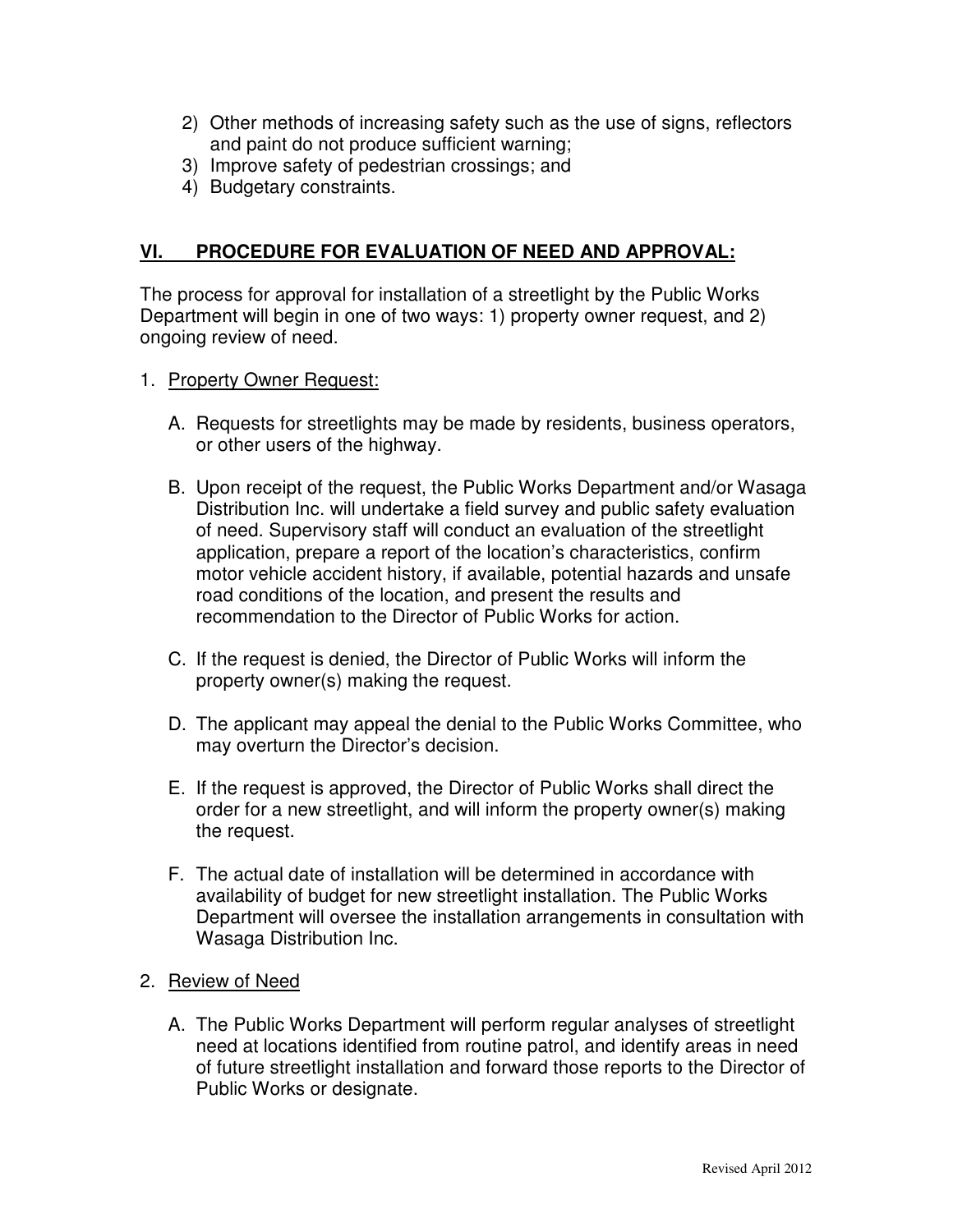2) Other methods of increasing safety such as the use of signs, reflectors and paint do not produce sufficient warning;
3) Improve safety of pedestrian crossings; and
4) Budgetary constraints.

## VI. PROCEDURE FOR EVALUATION OF NEED AND APPROVAL:

The process for approval for installation of a streetlight by the Public Works Department will begin in one of two ways: 1) property owner request, and 2) ongoing review of need.

1. Property Owner Request:

   A. Requests for streetlights may be made by residents, business operators, or other users of the highway.

   B. Upon receipt of the request, the Public Works Department and/or Wasaga Distribution Inc. will undertake a field survey and public safety evaluation of need. Supervisory staff will conduct an evaluation of the streetlight application, prepare a report of the location's characteristics, confirm motor vehicle accident history, if available, potential hazards and unsafe road conditions of the location, and present the results and recommendation to the Director of Public Works for action.

   C. If the request is denied, the Director of Public Works will inform the property owner(s) making the request.

   D. The applicant may appeal the denial to the Public Works Committee, who may overturn the Director's decision.

   E. If the request is approved, the Director of Public Works shall direct the order for a new streetlight, and will inform the property owner(s) making the request.

   F. The actual date of installation will be determined in accordance with availability of budget for new streetlight installation. The Public Works Department will oversee the installation arrangements in consultation with Wasaga Distribution Inc.

2. Review of Need

   A. The Public Works Department will perform regular analyses of streetlight need at locations identified from routine patrol, and identify areas in need of future streetlight installation and forward those reports to the Director of Public Works or designate.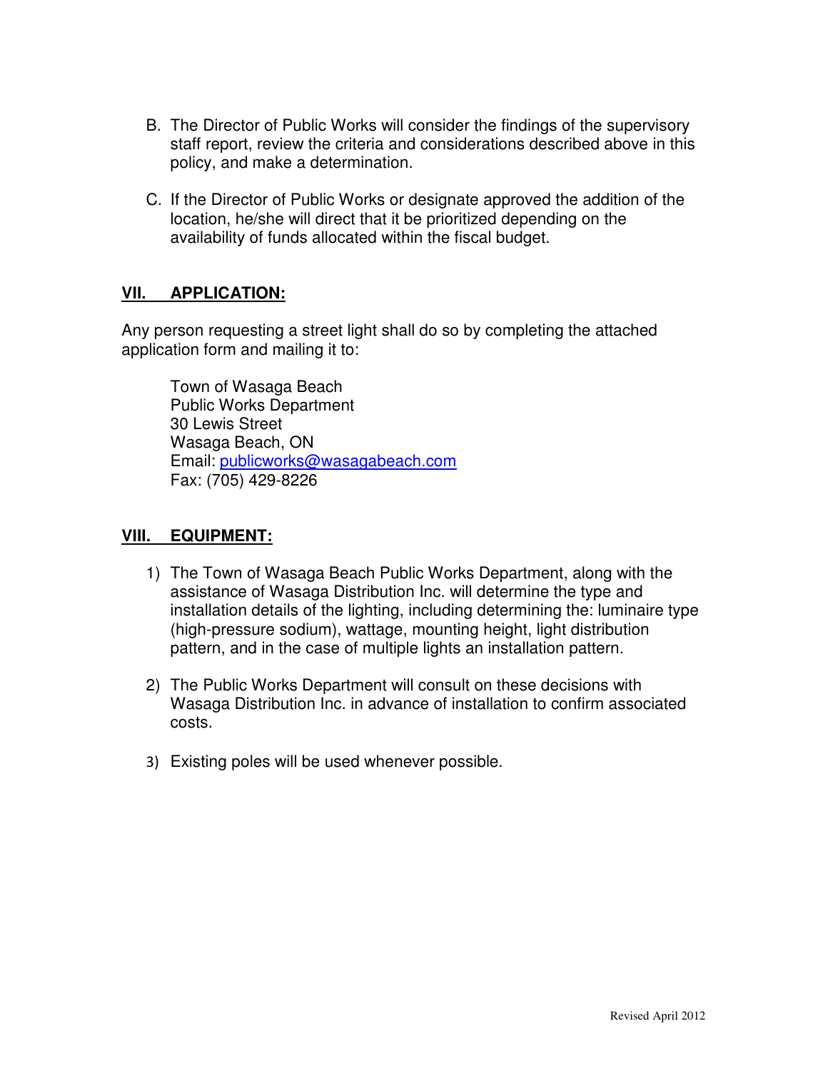B. The Director of Public Works will consider the findings of the supervisory staff report, review the criteria and considerations described above in this policy, and make a determination.

C. If the Director of Public Works or designate approved the addition of the location, he/she will direct that it be prioritized depending on the availability of funds allocated within the fiscal budget.

## **VII. APPLICATION:**

Any person requesting a street light shall do so by completing the attached application form and mailing it to:

Town of Wasaga Beach  
Public Works Department  
30 Lewis Street  
Wasaga Beach, ON  
Email: publicworks@wasagabeach.com  
Fax: (705) 429-8226

## **VIII. EQUIPMENT:**

1) The Town of Wasaga Beach Public Works Department, along with the assistance of Wasaga Distribution Inc. will determine the type and installation details of the lighting, including determining the: luminaire type (high-pressure sodium), wattage, mounting height, light distribution pattern, and in the case of multiple lights an installation pattern.

2) The Public Works Department will consult on these decisions with Wasaga Distribution Inc. in advance of installation to confirm associated costs.

3) Existing poles will be used whenever possible.

Revised April 2012